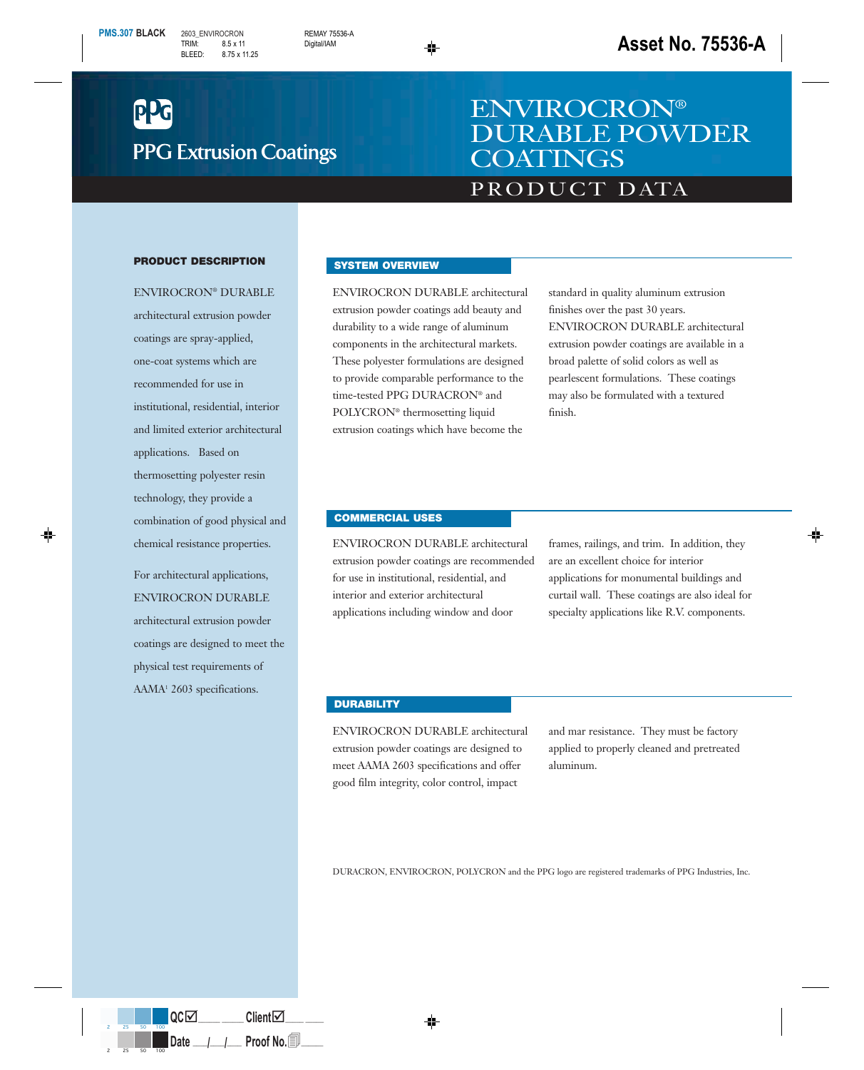PPG Extrusion Coatings

# ENVIROCRON® DURABLE POWDER COATINGS

## PRODUCT DATA

### PRODUCT DESCRIPTION

ENVIROCRON® DURABLE architectural extrusion powder coatings are spray-applied, one-coat systems which are recommended for use in institutional, residential, interior and limited exterior architectural applications. Based on thermosetting polyester resin technology, they provide a combination of good physical and chemical resistance properties.

For architectural applications, ENVIROCRON DURABLE architectural extrusion powder coatings are designed to meet the physical test requirements of AAMA[1] 2603 specifications.

### SYSTEM OVERVIEW

ENVIROCRON DURABLE architectural extrusion powder coatings add beauty and durability to a wide range of aluminum components in the architectural markets. These polyester formulations are designed to provide comparable performance to the time-tested PPG DURACRON® and POLYCRON® thermosetting liquid extrusion coatings which have become the standard in quality aluminum extrusion finishes over the past 30 years. ENVIROCRON DURABLE architectural extrusion powder coatings are available in a broad palette of solid colors as well as pearlescent formulations. These coatings may also be formulated with a textured finish.

### COMMERCIAL USES

ENVIROCRON DURABLE architectural extrusion powder coatings are recommended for use in institutional, residential, and interior and exterior architectural applications including window and door frames, railings, and trim. In addition, they are an excellent choice for interior applications for monumental buildings and curtail wall. These coatings are also ideal for specialty applications like R.V. components.

### DURABILITY

ENVIROCRON DURABLE architectural extrusion powder coatings are designed to meet AAMA 2603 specifications and offer good film integrity, color control, impact and mar resistance. They must be factory applied to properly cleaned and pretreated aluminum.

DURACRON, ENVIROCRON, POLYCRON and the PPG logo are registered trademarks of PPG Industries, Inc.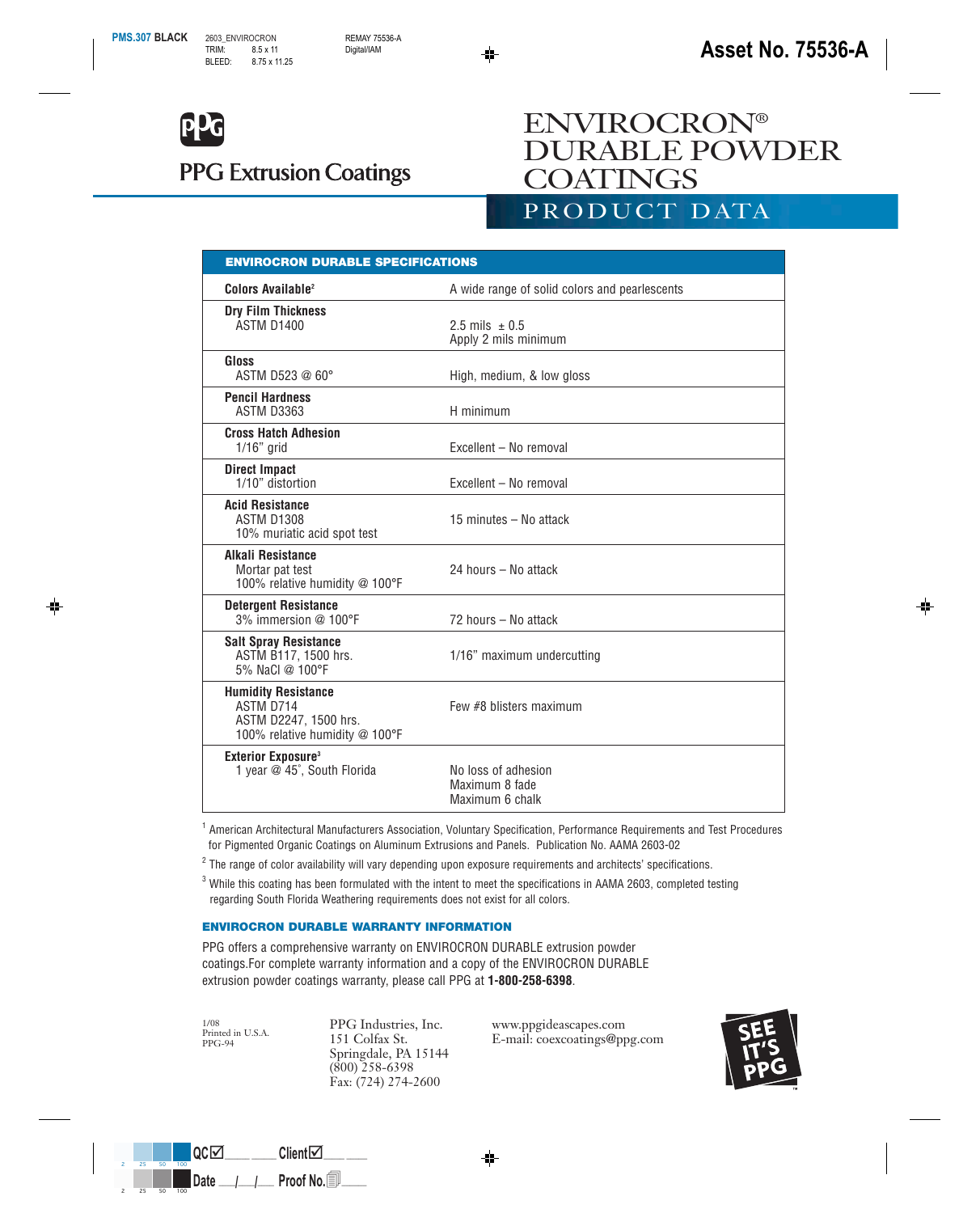PPG Extrusion Coatings

# ENVIROCRON® DURABLE POWDER COATINGS

## PRODUCT DATA

| ENVIROCRON DURABLE SPECIFICATIONS | |
|---|---|
| **Colors Available**[2] | A wide range of solid colors and pearlescents |
| **Dry Film Thickness**<br>ASTM D1400 | 2.5 mils ± 0.5<br>Apply 2 mils minimum |
| **Gloss**<br>ASTM D523 @ 60° | High, medium, & low gloss |
| **Pencil Hardness**<br>ASTM D3363 | H minimum |
| **Cross Hatch Adhesion**<br>1/16" grid | Excellent – No removal |
| **Direct Impact**<br>1/10" distortion | Excellent – No removal |
| **Acid Resistance**<br>ASTM D1308<br>10% muriatic acid spot test | 15 minutes – No attack |
| **Alkali Resistance**<br>Mortar pat test<br>100% relative humidity @ 100°F | 24 hours – No attack |
| **Detergent Resistance**<br>3% immersion @ 100°F | 72 hours – No attack |
| **Salt Spray Resistance**<br>ASTM B117, 1500 hrs.<br>5% NaCl @ 100°F | 1/16" maximum undercutting |
| **Humidity Resistance**<br>ASTM D714<br>ASTM D2247, 1500 hrs.<br>100% relative humidity @ 100°F | Few #8 blisters maximum |
| **Exterior Exposure**[3]<br>1 year @ 45˚, South Florida | No loss of adhesion<br>Maximum 8 fade<br>Maximum 6 chalk |

[1] American Architectural Manufacturers Association, Voluntary Specification, Performance Requirements and Test Procedures for Pigmented Organic Coatings on Aluminum Extrusions and Panels. Publication No. AAMA 2603-02

[2] The range of color availability will vary depending upon exposure requirements and architects' specifications.

[3] While this coating has been formulated with the intent to meet the specifications in AAMA 2603, completed testing regarding South Florida Weathering requirements does not exist for all colors.

### ENVIROCRON DURABLE WARRANTY INFORMATION

PPG offers a comprehensive warranty on ENVIROCRON DURABLE extrusion powder coatings.For complete warranty information and a copy of the ENVIROCRON DURABLE extrusion powder coatings warranty, please call PPG at **1-800-258-6398**.

1/08
Printed in U.S.A.
PPG-94

PPG Industries, Inc.
151 Colfax St.
Springdale, PA 15144
(800) 258-6398
Fax: (724) 274-2600

www.ppgideascapes.com
E-mail: coexcoatings@ppg.com

SEE IT'S PPG